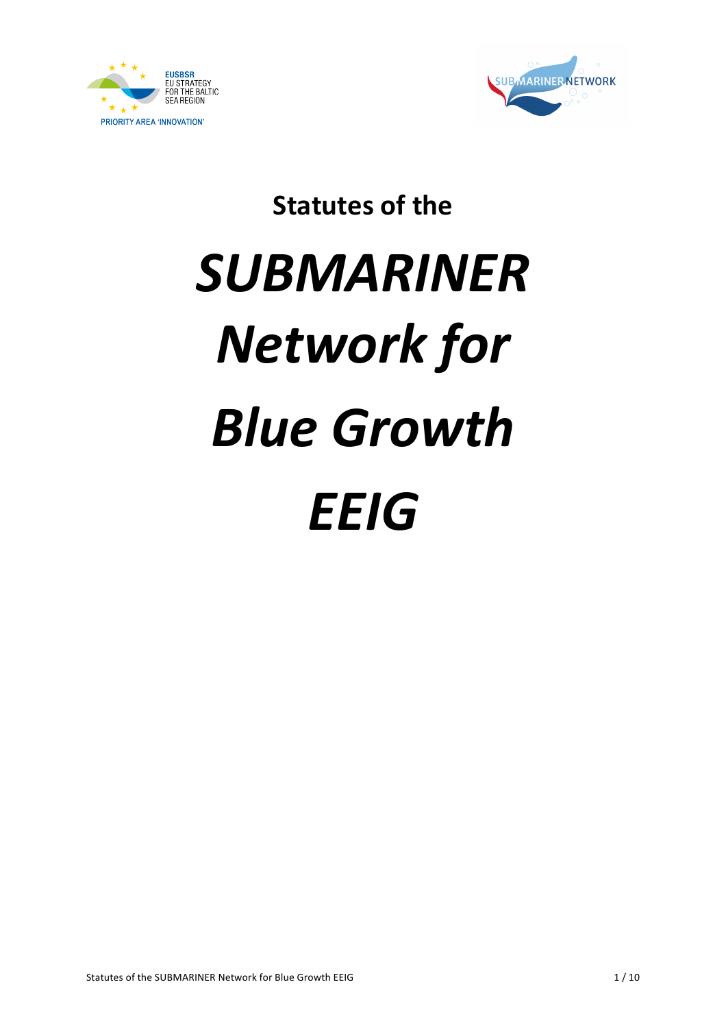EUSBSR
EU STRATEGY
FOR THE BALTIC
SEA REGION

PRIORITY AREA 'INNOVATION'

SUBMARINER NETWORK

# Statutes of the

# *SUBMARINER Network for Blue Growth EEIG*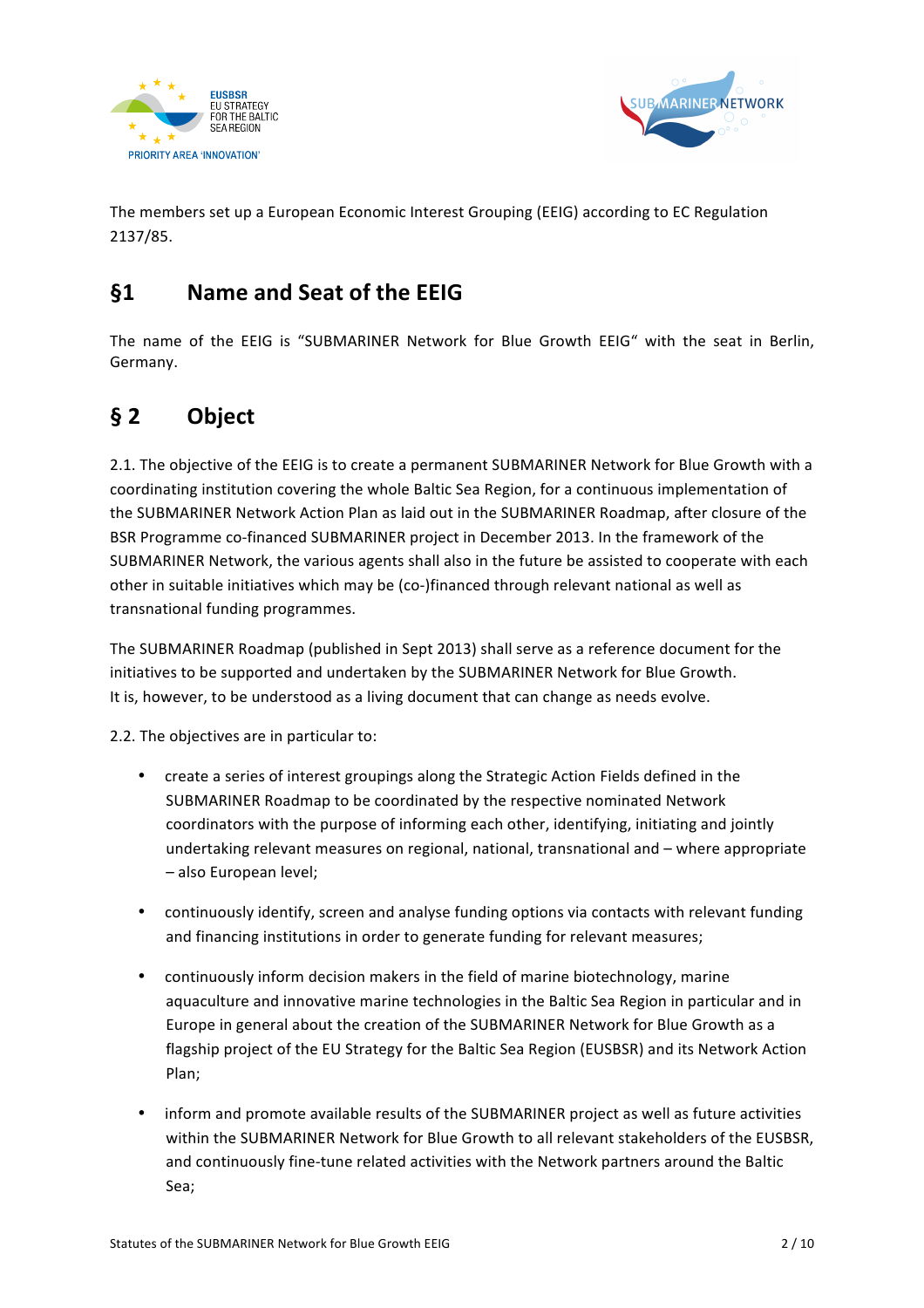The members set up a European Economic Interest Grouping (EEIG) according to EC Regulation 2137/85.

## §1 Name and Seat of the EEIG

The name of the EEIG is "SUBMARINER Network for Blue Growth EEIG" with the seat in Berlin, Germany.

## § 2 Object

2.1. The objective of the EEIG is to create a permanent SUBMARINER Network for Blue Growth with a coordinating institution covering the whole Baltic Sea Region, for a continuous implementation of the SUBMARINER Network Action Plan as laid out in the SUBMARINER Roadmap, after closure of the BSR Programme co-financed SUBMARINER project in December 2013. In the framework of the SUBMARINER Network, the various agents shall also in the future be assisted to cooperate with each other in suitable initiatives which may be (co-)financed through relevant national as well as transnational funding programmes.

The SUBMARINER Roadmap (published in Sept 2013) shall serve as a reference document for the initiatives to be supported and undertaken by the SUBMARINER Network for Blue Growth. It is, however, to be understood as a living document that can change as needs evolve.

2.2. The objectives are in particular to:

- create a series of interest groupings along the Strategic Action Fields defined in the SUBMARINER Roadmap to be coordinated by the respective nominated Network coordinators with the purpose of informing each other, identifying, initiating and jointly undertaking relevant measures on regional, national, transnational and – where appropriate – also European level;
- continuously identify, screen and analyse funding options via contacts with relevant funding and financing institutions in order to generate funding for relevant measures;
- continuously inform decision makers in the field of marine biotechnology, marine aquaculture and innovative marine technologies in the Baltic Sea Region in particular and in Europe in general about the creation of the SUBMARINER Network for Blue Growth as a flagship project of the EU Strategy for the Baltic Sea Region (EUSBSR) and its Network Action Plan;
- inform and promote available results of the SUBMARINER project as well as future activities within the SUBMARINER Network for Blue Growth to all relevant stakeholders of the EUSBSR, and continuously fine-tune related activities with the Network partners around the Baltic Sea;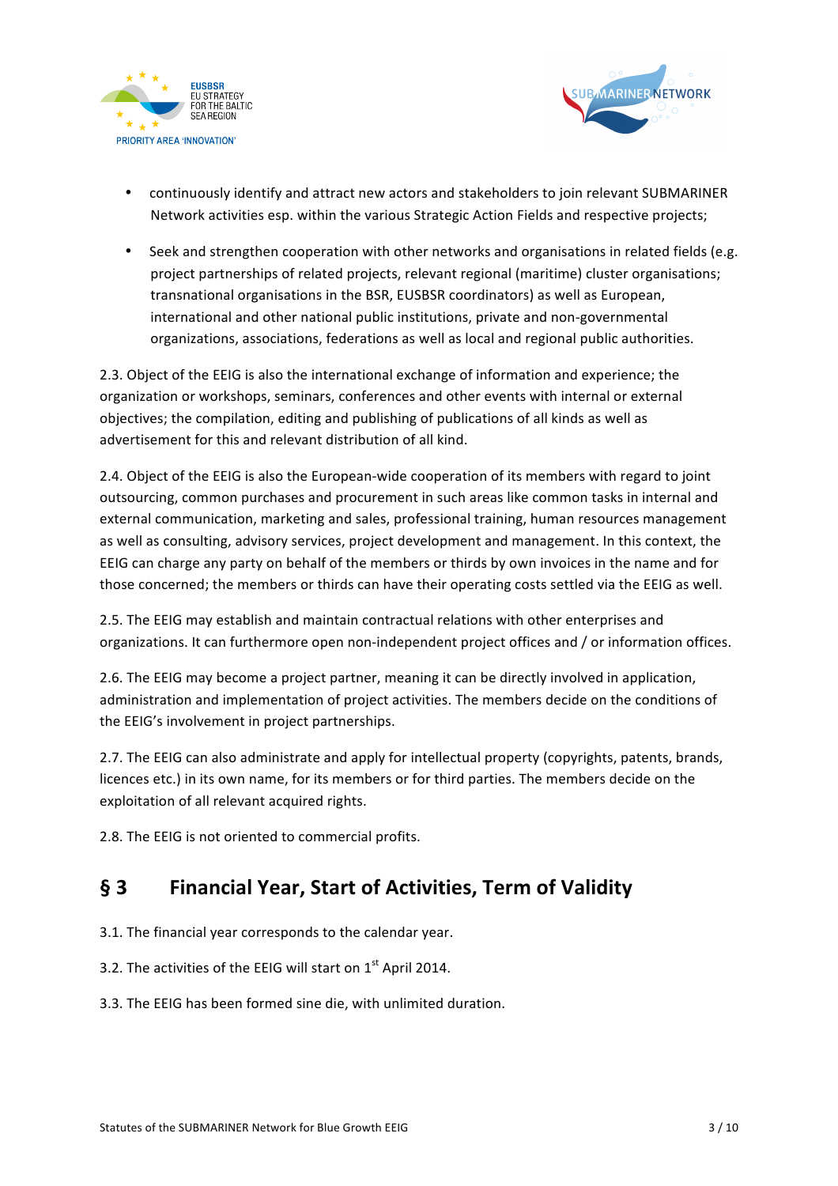- continuously identify and attract new actors and stakeholders to join relevant SUBMARINER Network activities esp. within the various Strategic Action Fields and respective projects;
- Seek and strengthen cooperation with other networks and organisations in related fields (e.g. project partnerships of related projects, relevant regional (maritime) cluster organisations; transnational organisations in the BSR, EUSBSR coordinators) as well as European, international and other national public institutions, private and non-governmental organizations, associations, federations as well as local and regional public authorities.

2.3. Object of the EEIG is also the international exchange of information and experience; the organization or workshops, seminars, conferences and other events with internal or external objectives; the compilation, editing and publishing of publications of all kinds as well as advertisement for this and relevant distribution of all kind.

2.4. Object of the EEIG is also the European-wide cooperation of its members with regard to joint outsourcing, common purchases and procurement in such areas like common tasks in internal and external communication, marketing and sales, professional training, human resources management as well as consulting, advisory services, project development and management. In this context, the EEIG can charge any party on behalf of the members or thirds by own invoices in the name and for those concerned; the members or thirds can have their operating costs settled via the EEIG as well.

2.5. The EEIG may establish and maintain contractual relations with other enterprises and organizations. It can furthermore open non-independent project offices and / or information offices.

2.6. The EEIG may become a project partner, meaning it can be directly involved in application, administration and implementation of project activities. The members decide on the conditions of the EEIG's involvement in project partnerships.

2.7. The EEIG can also administrate and apply for intellectual property (copyrights, patents, brands, licences etc.) in its own name, for its members or for third parties. The members decide on the exploitation of all relevant acquired rights.

2.8. The EEIG is not oriented to commercial profits.

## § 3 Financial Year, Start of Activities, Term of Validity

3.1. The financial year corresponds to the calendar year.

3.2. The activities of the EEIG will start on 1st April 2014.

3.3. The EEIG has been formed sine die, with unlimited duration.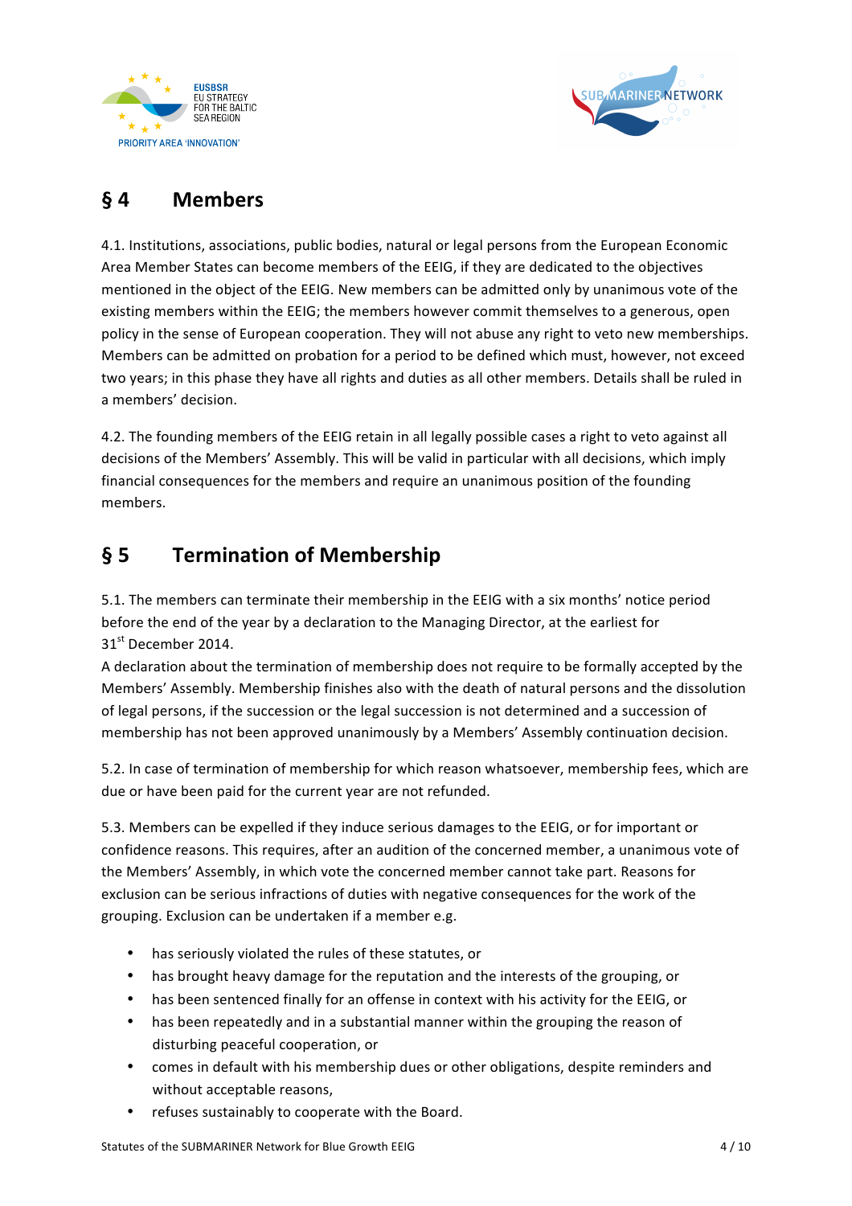## § 4 Members

4.1. Institutions, associations, public bodies, natural or legal persons from the European Economic Area Member States can become members of the EEIG, if they are dedicated to the objectives mentioned in the object of the EEIG. New members can be admitted only by unanimous vote of the existing members within the EEIG; the members however commit themselves to a generous, open policy in the sense of European cooperation. They will not abuse any right to veto new memberships. Members can be admitted on probation for a period to be defined which must, however, not exceed two years; in this phase they have all rights and duties as all other members. Details shall be ruled in a members' decision.

4.2. The founding members of the EEIG retain in all legally possible cases a right to veto against all decisions of the Members' Assembly. This will be valid in particular with all decisions, which imply financial consequences for the members and require an unanimous position of the founding members.

## § 5 Termination of Membership

5.1. The members can terminate their membership in the EEIG with a six months' notice period before the end of the year by a declaration to the Managing Director, at the earliest for 31st December 2014.
A declaration about the termination of membership does not require to be formally accepted by the Members' Assembly. Membership finishes also with the death of natural persons and the dissolution of legal persons, if the succession or the legal succession is not determined and a succession of membership has not been approved unanimously by a Members' Assembly continuation decision.

5.2. In case of termination of membership for which reason whatsoever, membership fees, which are due or have been paid for the current year are not refunded.

5.3. Members can be expelled if they induce serious damages to the EEIG, or for important or confidence reasons. This requires, after an audition of the concerned member, a unanimous vote of the Members' Assembly, in which vote the concerned member cannot take part. Reasons for exclusion can be serious infractions of duties with negative consequences for the work of the grouping. Exclusion can be undertaken if a member e.g.

- has seriously violated the rules of these statutes, or
- has brought heavy damage for the reputation and the interests of the grouping, or
- has been sentenced finally for an offense in context with his activity for the EEIG, or
- has been repeatedly and in a substantial manner within the grouping the reason of disturbing peaceful cooperation, or
- comes in default with his membership dues or other obligations, despite reminders and without acceptable reasons,
- refuses sustainably to cooperate with the Board.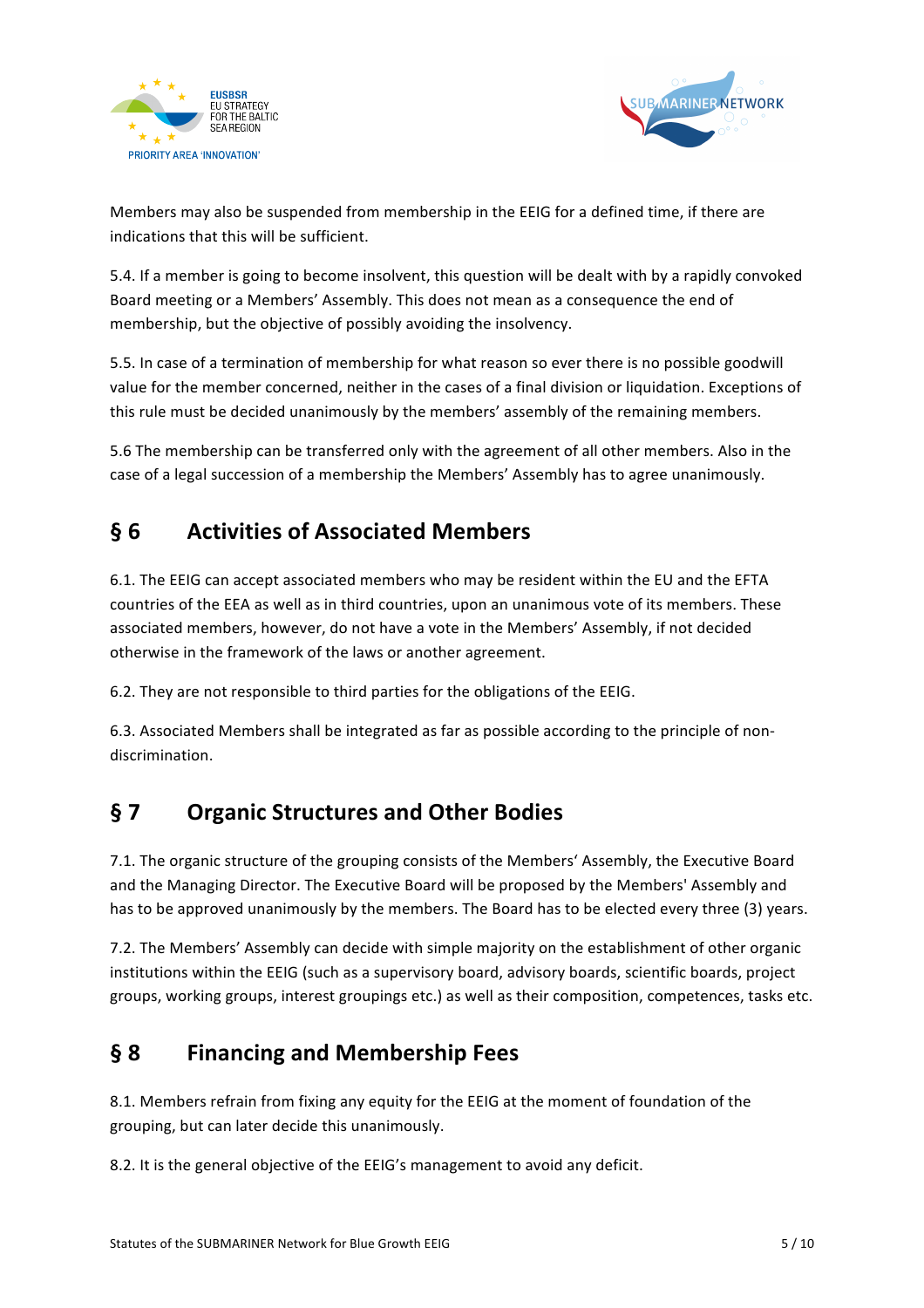Members may also be suspended from membership in the EEIG for a defined time, if there are indications that this will be sufficient.

5.4. If a member is going to become insolvent, this question will be dealt with by a rapidly convoked Board meeting or a Members' Assembly. This does not mean as a consequence the end of membership, but the objective of possibly avoiding the insolvency.

5.5. In case of a termination of membership for what reason so ever there is no possible goodwill value for the member concerned, neither in the cases of a final division or liquidation. Exceptions of this rule must be decided unanimously by the members' assembly of the remaining members.

5.6 The membership can be transferred only with the agreement of all other members. Also in the case of a legal succession of a membership the Members' Assembly has to agree unanimously.

## § 6 Activities of Associated Members

6.1. The EEIG can accept associated members who may be resident within the EU and the EFTA countries of the EEA as well as in third countries, upon an unanimous vote of its members. These associated members, however, do not have a vote in the Members' Assembly, if not decided otherwise in the framework of the laws or another agreement.

6.2. They are not responsible to third parties for the obligations of the EEIG.

6.3. Associated Members shall be integrated as far as possible according to the principle of non-discrimination.

## § 7 Organic Structures and Other Bodies

7.1. The organic structure of the grouping consists of the Members' Assembly, the Executive Board and the Managing Director. The Executive Board will be proposed by the Members' Assembly and has to be approved unanimously by the members. The Board has to be elected every three (3) years.

7.2. The Members' Assembly can decide with simple majority on the establishment of other organic institutions within the EEIG (such as a supervisory board, advisory boards, scientific boards, project groups, working groups, interest groupings etc.) as well as their composition, competences, tasks etc.

## § 8 Financing and Membership Fees

8.1. Members refrain from fixing any equity for the EEIG at the moment of foundation of the grouping, but can later decide this unanimously.

8.2. It is the general objective of the EEIG's management to avoid any deficit.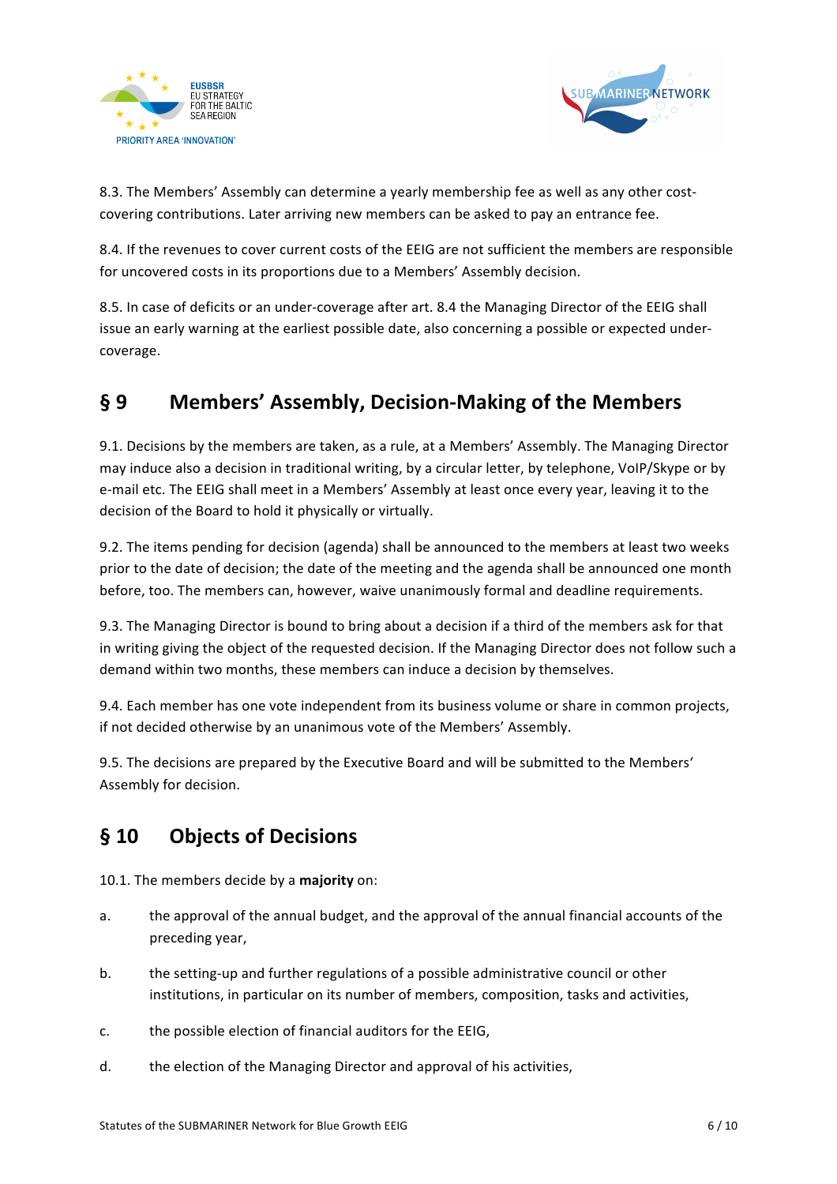8.3. The Members' Assembly can determine a yearly membership fee as well as any other cost-covering contributions. Later arriving new members can be asked to pay an entrance fee.

8.4. If the revenues to cover current costs of the EEIG are not sufficient the members are responsible for uncovered costs in its proportions due to a Members' Assembly decision.

8.5. In case of deficits or an under-coverage after art. 8.4 the Managing Director of the EEIG shall issue an early warning at the earliest possible date, also concerning a possible or expected under-coverage.

## § 9 Members' Assembly, Decision-Making of the Members

9.1. Decisions by the members are taken, as a rule, at a Members' Assembly. The Managing Director may induce also a decision in traditional writing, by a circular letter, by telephone, VoIP/Skype or by e-mail etc. The EEIG shall meet in a Members' Assembly at least once every year, leaving it to the decision of the Board to hold it physically or virtually.

9.2. The items pending for decision (agenda) shall be announced to the members at least two weeks prior to the date of decision; the date of the meeting and the agenda shall be announced one month before, too. The members can, however, waive unanimously formal and deadline requirements.

9.3. The Managing Director is bound to bring about a decision if a third of the members ask for that in writing giving the object of the requested decision. If the Managing Director does not follow such a demand within two months, these members can induce a decision by themselves.

9.4. Each member has one vote independent from its business volume or share in common projects, if not decided otherwise by an unanimous vote of the Members' Assembly.

9.5. The decisions are prepared by the Executive Board and will be submitted to the Members' Assembly for decision.

## § 10 Objects of Decisions

10.1. The members decide by a **majority** on:

a. the approval of the annual budget, and the approval of the annual financial accounts of the preceding year,

b. the setting-up and further regulations of a possible administrative council or other institutions, in particular on its number of members, composition, tasks and activities,

c. the possible election of financial auditors for the EEIG,

d. the election of the Managing Director and approval of his activities,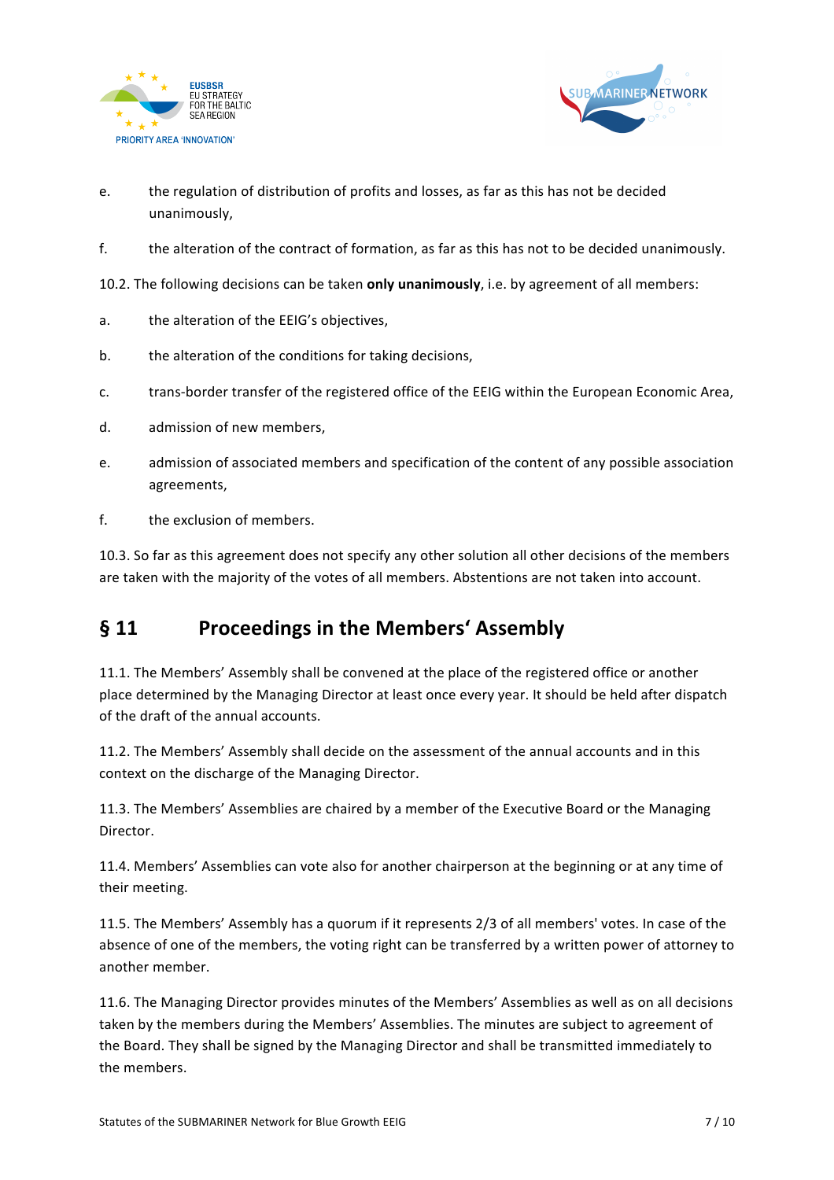e. the regulation of distribution of profits and losses, as far as this has not be decided unanimously,

f. the alteration of the contract of formation, as far as this has not to be decided unanimously.

10.2. The following decisions can be taken **only unanimously**, i.e. by agreement of all members:

a. the alteration of the EEIG's objectives,

b. the alteration of the conditions for taking decisions,

c. trans-border transfer of the registered office of the EEIG within the European Economic Area,

d. admission of new members,

e. admission of associated members and specification of the content of any possible association agreements,

f. the exclusion of members.

10.3. So far as this agreement does not specify any other solution all other decisions of the members are taken with the majority of the votes of all members. Abstentions are not taken into account.

## § 11 Proceedings in the Members' Assembly

11.1. The Members' Assembly shall be convened at the place of the registered office or another place determined by the Managing Director at least once every year. It should be held after dispatch of the draft of the annual accounts.

11.2. The Members' Assembly shall decide on the assessment of the annual accounts and in this context on the discharge of the Managing Director.

11.3. The Members' Assemblies are chaired by a member of the Executive Board or the Managing Director.

11.4. Members' Assemblies can vote also for another chairperson at the beginning or at any time of their meeting.

11.5. The Members' Assembly has a quorum if it represents 2/3 of all members' votes. In case of the absence of one of the members, the voting right can be transferred by a written power of attorney to another member.

11.6. The Managing Director provides minutes of the Members' Assemblies as well as on all decisions taken by the members during the Members' Assemblies. The minutes are subject to agreement of the Board. They shall be signed by the Managing Director and shall be transmitted immediately to the members.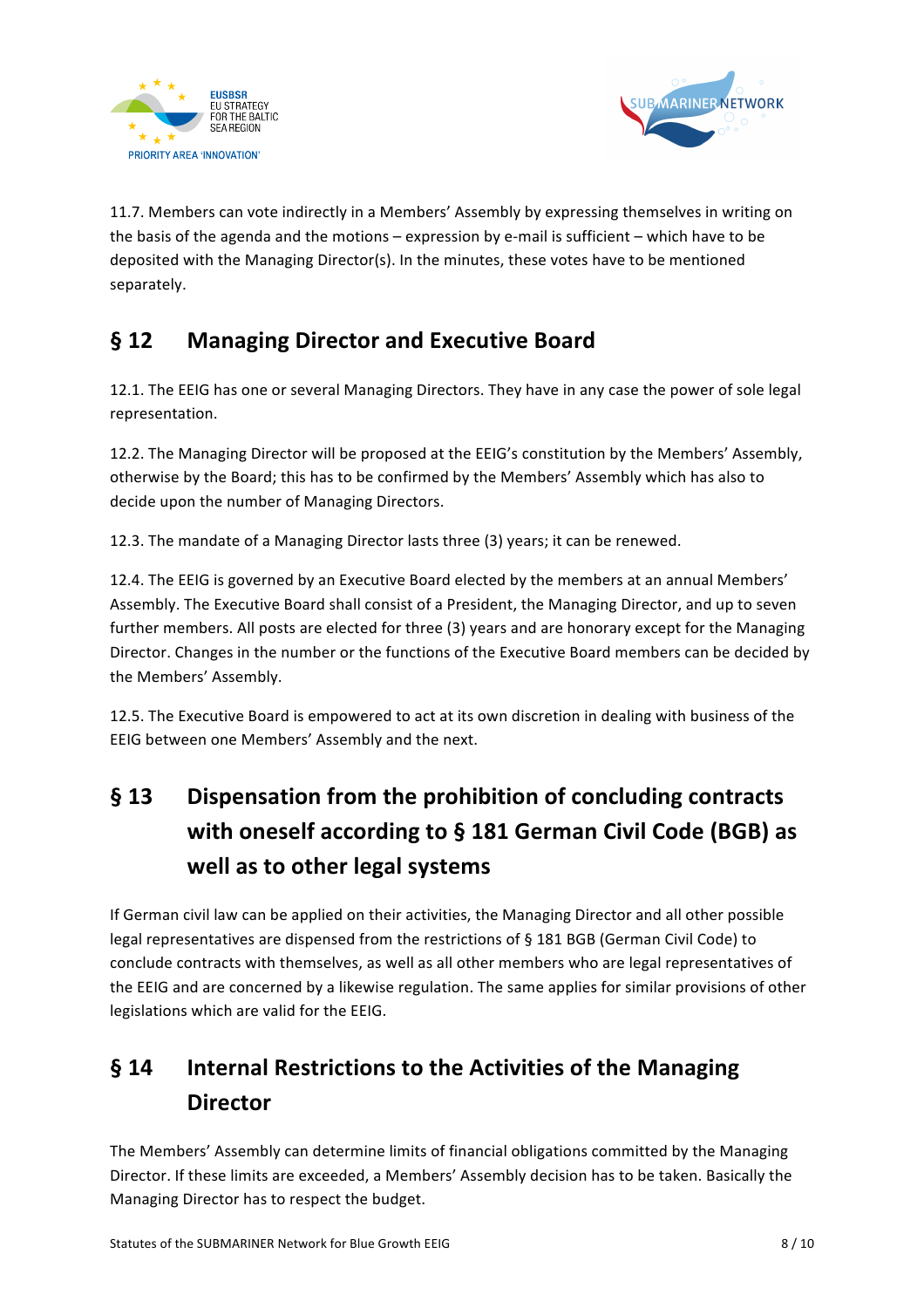11.7. Members can vote indirectly in a Members' Assembly by expressing themselves in writing on the basis of the agenda and the motions – expression by e-mail is sufficient – which have to be deposited with the Managing Director(s). In the minutes, these votes have to be mentioned separately.

## § 12 Managing Director and Executive Board

12.1. The EEIG has one or several Managing Directors. They have in any case the power of sole legal representation.

12.2. The Managing Director will be proposed at the EEIG's constitution by the Members' Assembly, otherwise by the Board; this has to be confirmed by the Members' Assembly which has also to decide upon the number of Managing Directors.

12.3. The mandate of a Managing Director lasts three (3) years; it can be renewed.

12.4. The EEIG is governed by an Executive Board elected by the members at an annual Members' Assembly. The Executive Board shall consist of a President, the Managing Director, and up to seven further members. All posts are elected for three (3) years and are honorary except for the Managing Director. Changes in the number or the functions of the Executive Board members can be decided by the Members' Assembly.

12.5. The Executive Board is empowered to act at its own discretion in dealing with business of the EEIG between one Members' Assembly and the next.

## § 13 Dispensation from the prohibition of concluding contracts with oneself according to § 181 German Civil Code (BGB) as well as to other legal systems

If German civil law can be applied on their activities, the Managing Director and all other possible legal representatives are dispensed from the restrictions of § 181 BGB (German Civil Code) to conclude contracts with themselves, as well as all other members who are legal representatives of the EEIG and are concerned by a likewise regulation. The same applies for similar provisions of other legislations which are valid for the EEIG.

## § 14 Internal Restrictions to the Activities of the Managing Director

The Members' Assembly can determine limits of financial obligations committed by the Managing Director. If these limits are exceeded, a Members' Assembly decision has to be taken. Basically the Managing Director has to respect the budget.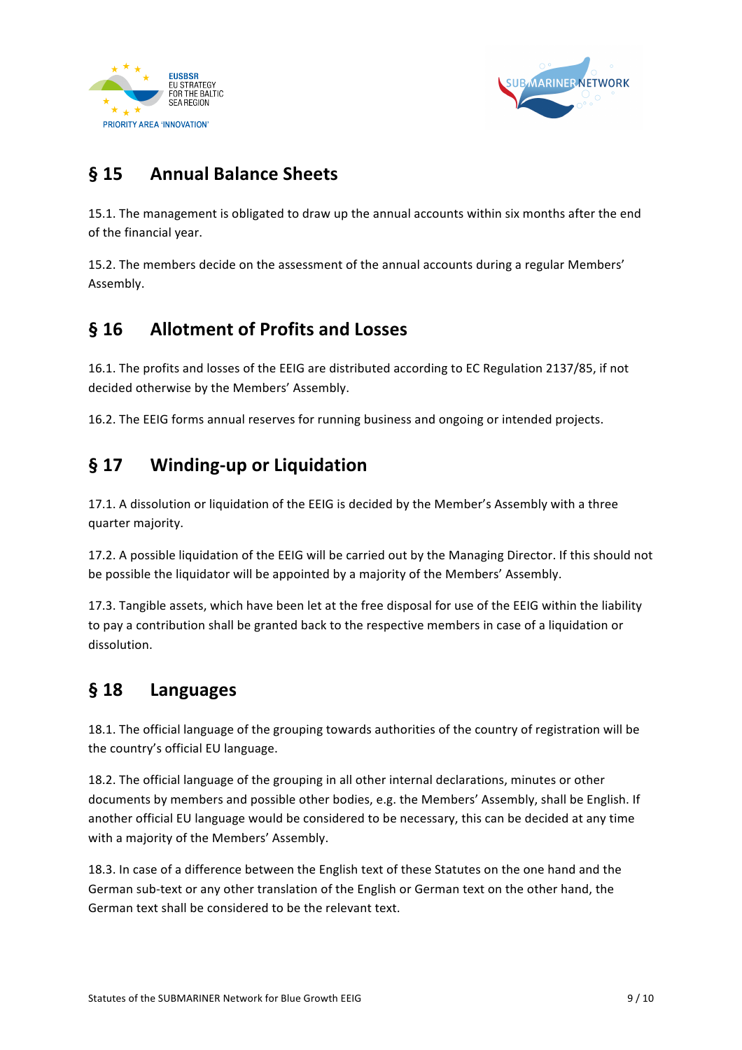## § 15 Annual Balance Sheets

15.1. The management is obligated to draw up the annual accounts within six months after the end of the financial year.

15.2. The members decide on the assessment of the annual accounts during a regular Members' Assembly.

## § 16 Allotment of Profits and Losses

16.1. The profits and losses of the EEIG are distributed according to EC Regulation 2137/85, if not decided otherwise by the Members' Assembly.

16.2. The EEIG forms annual reserves for running business and ongoing or intended projects.

## § 17 Winding-up or Liquidation

17.1. A dissolution or liquidation of the EEIG is decided by the Member's Assembly with a three quarter majority.

17.2. A possible liquidation of the EEIG will be carried out by the Managing Director. If this should not be possible the liquidator will be appointed by a majority of the Members' Assembly.

17.3. Tangible assets, which have been let at the free disposal for use of the EEIG within the liability to pay a contribution shall be granted back to the respective members in case of a liquidation or dissolution.

## § 18 Languages

18.1. The official language of the grouping towards authorities of the country of registration will be the country's official EU language.

18.2. The official language of the grouping in all other internal declarations, minutes or other documents by members and possible other bodies, e.g. the Members' Assembly, shall be English. If another official EU language would be considered to be necessary, this can be decided at any time with a majority of the Members' Assembly.

18.3. In case of a difference between the English text of these Statutes on the one hand and the German sub-text or any other translation of the English or German text on the other hand, the German text shall be considered to be the relevant text.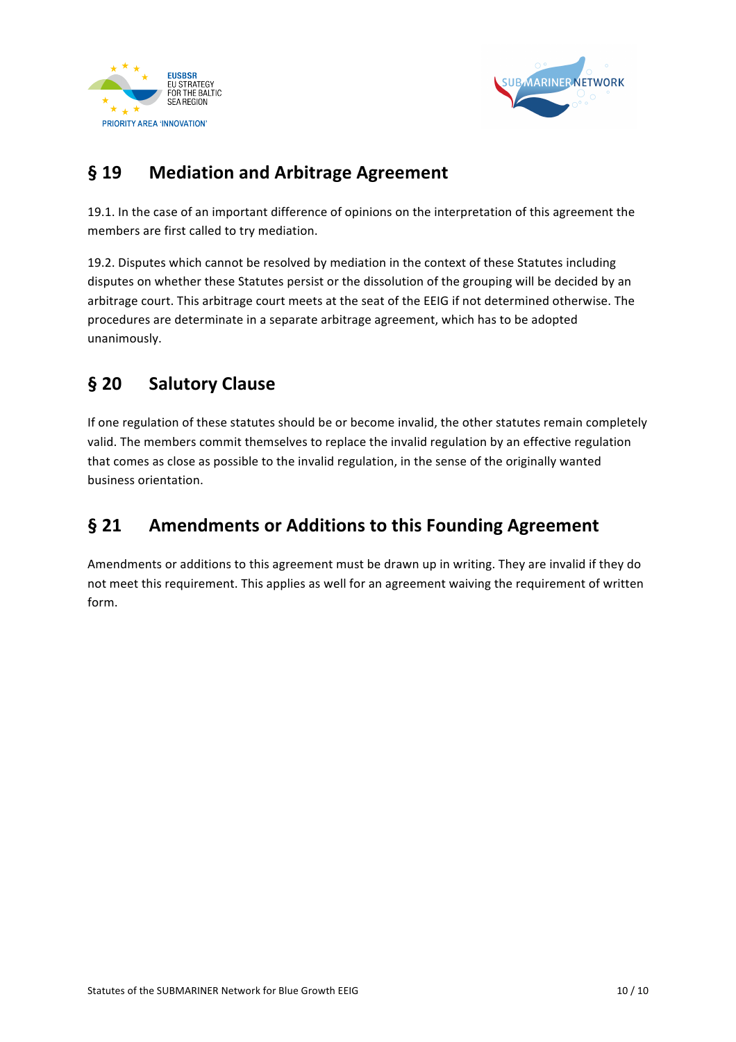## § 19 Mediation and Arbitrage Agreement

19.1. In the case of an important difference of opinions on the interpretation of this agreement the members are first called to try mediation.

19.2. Disputes which cannot be resolved by mediation in the context of these Statutes including disputes on whether these Statutes persist or the dissolution of the grouping will be decided by an arbitrage court. This arbitrage court meets at the seat of the EEIG if not determined otherwise. The procedures are determinate in a separate arbitrage agreement, which has to be adopted unanimously.

## § 20 Salutory Clause

If one regulation of these statutes should be or become invalid, the other statutes remain completely valid. The members commit themselves to replace the invalid regulation by an effective regulation that comes as close as possible to the invalid regulation, in the sense of the originally wanted business orientation.

## § 21 Amendments or Additions to this Founding Agreement

Amendments or additions to this agreement must be drawn up in writing. They are invalid if they do not meet this requirement. This applies as well for an agreement waiving the requirement of written form.